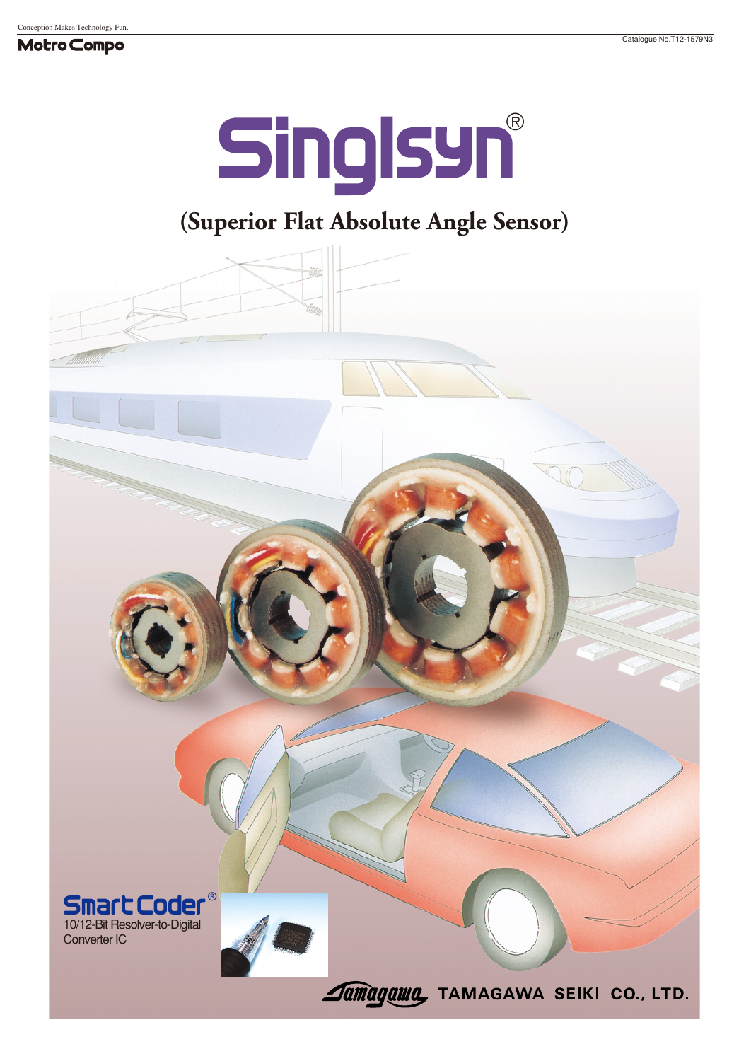Conception Makes Technology Fun.

**MotroCompo**

Catalogue No.T12-1579N3

# Singlsyn®

## (Superior Flat Absolute Angle Sensor)

**SmartCoder®**

10/12-Bit Resolver-to-Digital Converter IC

TAMAGAWA SEIKI CO., LTD.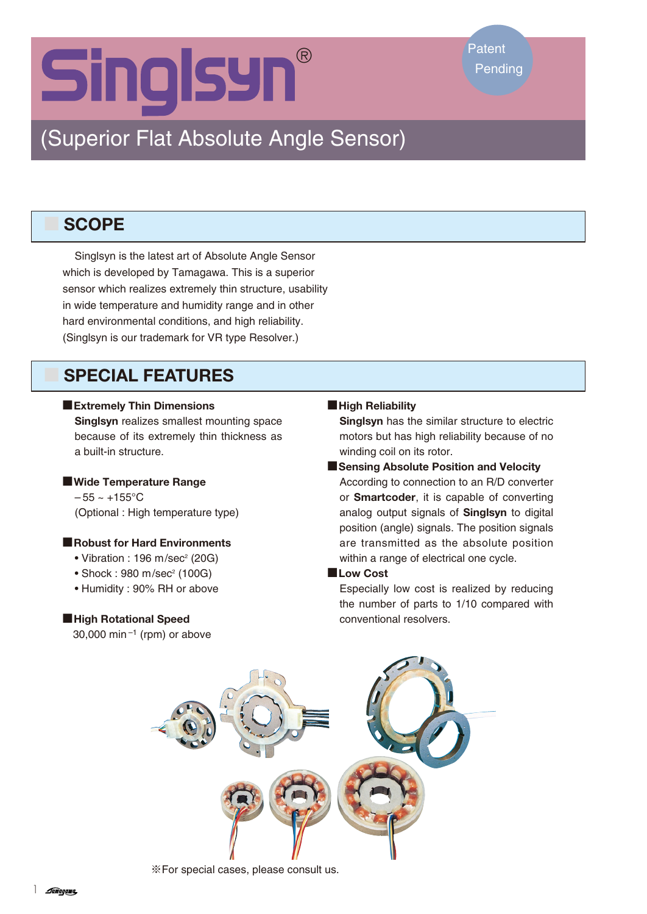# Singlsyn®

Patent Pending

## (Superior Flat Absolute Angle Sensor)

## SCOPE

Singlsyn is the latest art of Absolute Angle Sensor which is developed by Tamagawa. This is a superior sensor which realizes extremely thin structure, usability in wide temperature and humidity range and in other hard environmental conditions, and high reliability. (Singlsyn is our trademark for VR type Resolver.)

## SPECIAL FEATURES

■**Extremely Thin Dimensions**

**Singlsyn** realizes smallest mounting space because of its extremely thin thickness as a built-in structure.

■**Wide Temperature Range**

−55 ~ +155°C
(Optional : High temperature type)

■**Robust for Hard Environments**

- Vibration : 196 m/sec$^2$ (20G)
- Shock : 980 m/sec$^2$ (100G)
- Humidity : 90% RH or above

■**High Rotational Speed**

30,000 min$^{-1}$ (rpm) or above

■**High Reliability**

**Singlsyn** has the similar structure to electric motors but has high reliability because of no winding coil on its rotor.

■**Sensing Absolute Position and Velocity**

According to connection to an R/D converter or **Smartcoder**, it is capable of converting analog output signals of **Singlsyn** to digital position (angle) signals. The position signals are transmitted as the absolute position within a range of electrical one cycle.

■**Low Cost**

Especially low cost is realized by reducing the number of parts to 1/10 compared with conventional resolvers.

※For special cases, please consult us.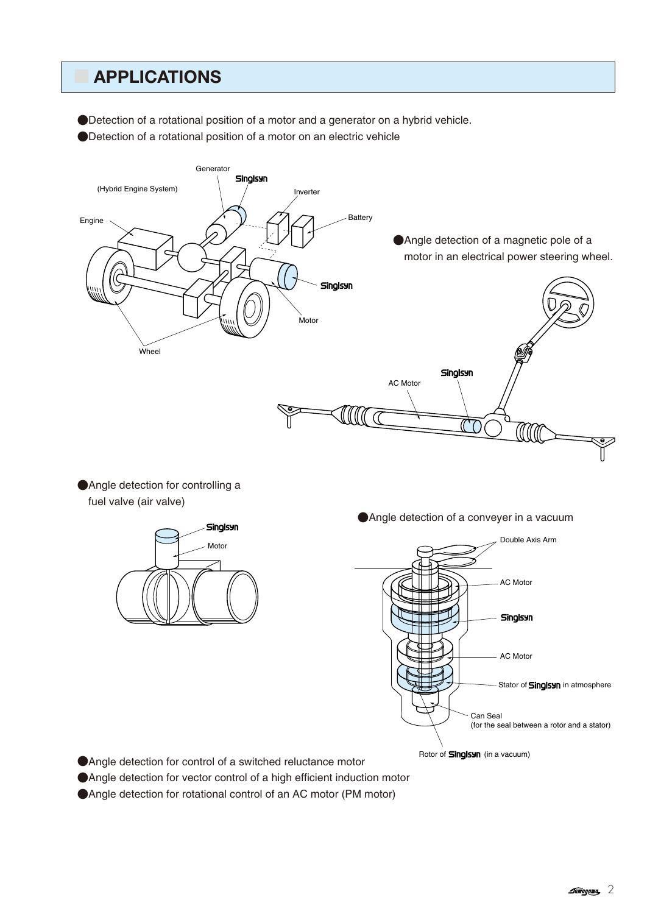## APPLICATIONS

- Detection of a rotational position of a motor and a generator on a hybrid vehicle.
- Detection of a rotational position of a motor on an electric vehicle

- Angle detection of a magnetic pole of a motor in an electrical power steering wheel.

- Angle detection for controlling a fuel valve (air valve)

- Angle detection of a conveyer in a vacuum

- Angle detection for control of a switched reluctance motor
- Angle detection for vector control of a high efficient induction motor
- Angle detection for rotational control of an AC motor (PM motor)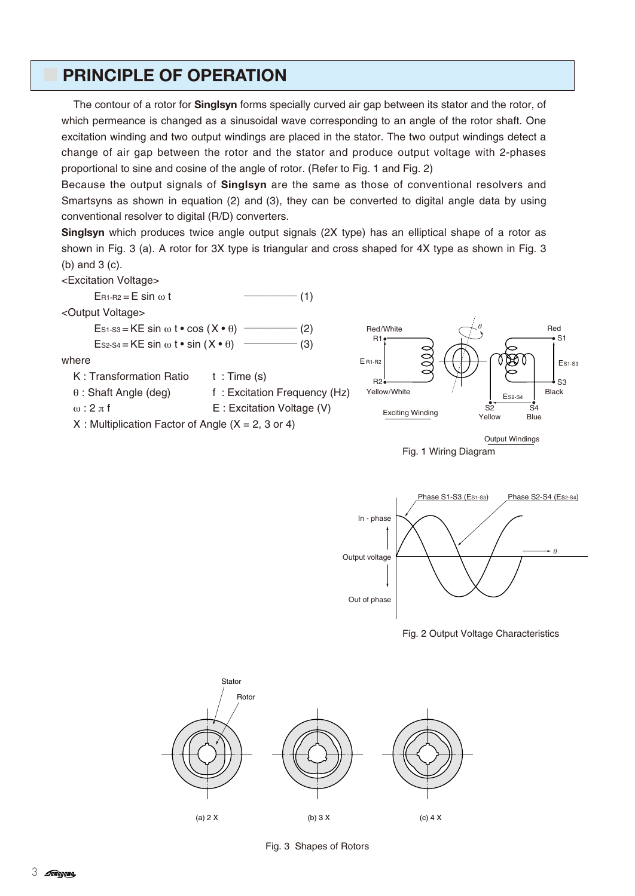## PRINCIPLE OF OPERATION

The contour of a rotor for **Singlsyn** forms specially curved air gap between its stator and the rotor, of which permeance is changed as a sinusoidal wave corresponding to an angle of the rotor shaft. One excitation winding and two output windings are placed in the stator. The two output windings detect a change of air gap between the rotor and the stator and produce output voltage with 2-phases proportional to sine and cosine of the angle of rotor. (Refer to Fig. 1 and Fig. 2)

Because the output signals of **Singlsyn** are the same as those of conventional resolvers and Smartsyns as shown in equation (2) and (3), they can be converted to digital angle data by using conventional resolver to digital (R/D) converters.

**Singlsyn** which produces twice angle output signals (2X type) has an elliptical shape of a rotor as shown in Fig. 3 (a). A rotor for 3X type is triangular and cross shaped for 4X type as shown in Fig. 3 (b) and 3 (c).

<Excitation Voltage>

$$E_{R1\text{-}R2} = E \sin \omega t \qquad (1)$$

<Output Voltage>

$$E_{S1\text{-}S3} = KE \sin \omega t \cdot \cos (X \cdot \theta) \qquad (2)$$

$$E_{S2\text{-}S4} = KE \sin \omega t \cdot \sin (X \cdot \theta) \qquad (3)$$

where

- $K$ : Transformation Ratio
- $t$ : Time (s)
- $\theta$ : Shaft Angle (deg)
- $f$ : Excitation Frequency (Hz)
- $\omega$ : $2 \pi f$
- $E$ : Excitation Voltage (V)
- $X$ : Multiplication Factor of Angle ($X$ = 2, 3 or 4)

Fig. 1 Wiring Diagram

Fig. 2 Output Voltage Characteristics

Fig. 3 Shapes of Rotors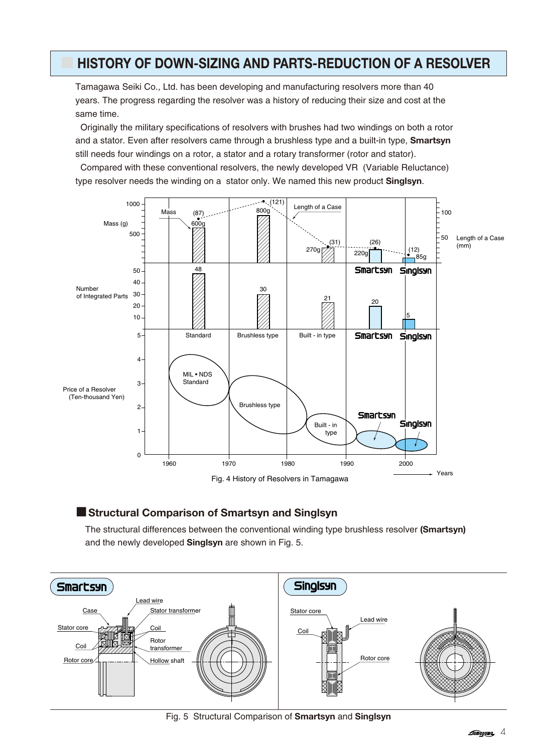# HISTORY OF DOWN-SIZING AND PARTS-REDUCTION OF A RESOLVER

Tamagawa Seiki Co., Ltd. has been developing and manufacturing resolvers more than 40 years. The progress regarding the resolver was a history of reducing their size and cost at the same time.

Originally the military specifications of resolvers with brushes had two windings on both a rotor and a stator. Even after resolvers came through a brushless type and a built-in type, **Smartsyn** still needs four windings on a rotor, a stator and a rotary transformer (rotor and stator).

Compared with these conventional resolvers, the newly developed VR (Variable Reluctance) type resolver needs the winding on a stator only. We named this new product **Singlsyn**.

Fig. 4 History of Resolvers in Tamagawa

## Structural Comparison of Smartsyn and Singlsyn

The structural differences between the conventional winding type brushless resolver **(Smartsyn)** and the newly developed **Singlsyn** are shown in Fig. 5.

Fig. 5 Structural Comparison of **Smartsyn** and **Singlsyn**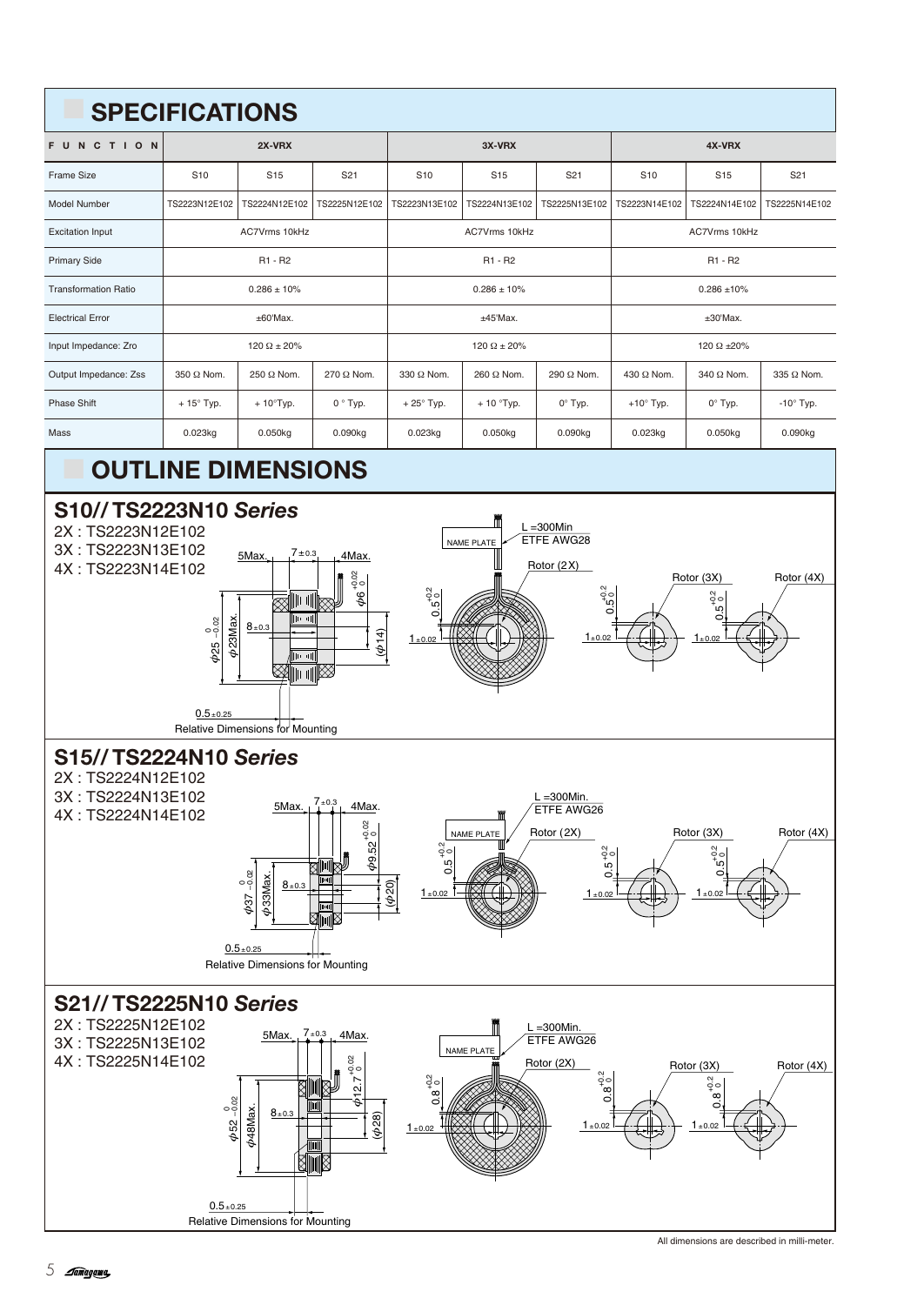## SPECIFICATIONS

| FUNCTION | 2X-VRX | | | 3X-VRX | | | 4X-VRX | | |
|---|---|---|---|---|---|---|---|---|---|
| Frame Size | S10 | S15 | S21 | S10 | S15 | S21 | S10 | S15 | S21 |
| Model Number | TS2223N12E102 | TS2224N12E102 | TS2225N12E102 | TS2223N13E102 | TS2224N13E102 | TS2225N13E102 | TS2223N14E102 | TS2224N14E102 | TS2225N14E102 |
| Excitation Input | AC7Vrms 10kHz | | | AC7Vrms 10kHz | | | AC7Vrms 10kHz | | |
| Primary Side | R1 - R2 | | | R1 - R2 | | | R1 - R2 | | |
| Transformation Ratio | 0.286 ± 10% | | | 0.286 ± 10% | | | 0.286 ±10% | | |
| Electrical Error | ±60'Max. | | | ±45'Max. | | | ±30'Max. | | |
| Input Impedance: Zro | 120 Ω ± 20% | | | 120 Ω ± 20% | | | 120 Ω ±20% | | |
| Output Impedance: Zss | 350 Ω Nom. | 250 Ω Nom. | 270 Ω Nom. | 330 Ω Nom. | 260 Ω Nom. | 290 Ω Nom. | 430 Ω Nom. | 340 Ω Nom. | 335 Ω Nom. |
| Phase Shift | + 15° Typ. | + 10°Typ. | 0 ° Typ. | + 25° Typ. | + 10 °Typ. | 0° Typ. | +10° Typ. | 0° Typ. | -10° Typ. |
| Mass | 0.023kg | 0.050kg | 0.090kg | 0.023kg | 0.050kg | 0.090kg | 0.023kg | 0.050kg | 0.090kg |

## OUTLINE DIMENSIONS

### S10// TS2223N10 *Series*

2X : TS2223N12E102
3X : TS2223N13E102
4X : TS2223N14E102

5Max. 7±0.3 4Max. $\phi6^{+0.02}_{0}$ $\phi25^{0}_{-0.02}$ $\phi23$Max. 8±0.3 ($\phi14$) 0.5±0.25

Relative Dimensions for Mounting

NAME PLATE L =300Min ETFE AWG28 Rotor (2X) Rotor (3X) Rotor (4X) $0.5^{+0.2}_{0}$ 1±0.02

### S15// TS2224N10 *Series*

2X : TS2224N12E102
3X : TS2224N13E102
4X : TS2224N14E102

5Max. 7±0.3 4Max. $\phi9.52^{+0.02}_{0}$ $\phi37^{0}_{-0.02}$ $\phi33$Max. 8±0.3 ($\phi20$) 0.5±0.25

Relative Dimensions for Mounting

NAME PLATE L =300Min. ETFE AWG26 Rotor (2X) Rotor (3X) Rotor (4X) $0.5^{+0.2}_{0}$ 1±0.02

### S21// TS2225N10 *Series*

2X : TS2225N12E102
3X : TS2225N13E102
4X : TS2225N14E102

5Max. 7±0.3 4Max. $\phi12.7^{+0.02}_{0}$ $\phi52^{0}_{-0.02}$ $\phi48$Max. 8±0.3 ($\phi28$) 0.5±0.25

Relative Dimensions for Mounting

NAME PLATE L =300Min. ETFE AWG26 Rotor (2X) Rotor (3X) Rotor (4X) $0.8^{+0.2}_{0}$ 1±0.02

All dimensions are described in milli-meter.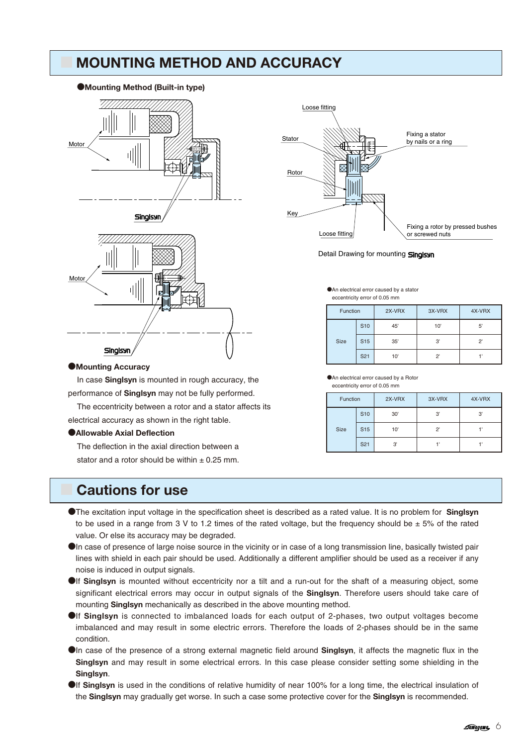# MOUNTING METHOD AND ACCURACY

●**Mounting Method (Built-in type)**

Motor

Singlsyn

Motor

Singlsyn

Loose fitting

Stator

Rotor

Key

Loose fitting

Fixing a stator by nails or a ring

Fixing a rotor by pressed bushes or screwed nuts

Detail Drawing for mounting Singlsyn

●**Mounting Accuracy**

In case **Singlsyn** is mounted in rough accuracy, the performance of **Singlsyn** may not be fully performed.

The eccentricity between a rotor and a stator affects its electrical accuracy as shown in the right table.

●**Allowable Axial Deflection**

The deflection in the axial direction between a stator and a rotor should be within ± 0.25 mm.

●An electrical error caused by a stator eccentricity error of 0.05 mm

| Function | | 2X-VRX | 3X-VRX | 4X-VRX |
|---|---|---|---|---|
| Size | S10 | 45' | 10' | 5' |
| | S15 | 35' | 3' | 2' |
| | S21 | 10' | 2' | 1' |

●An electrical error caused by a Rotor eccentricity error of 0.05 mm

| Function | | 2X-VRX | 3X-VRX | 4X-VRX |
|---|---|---|---|---|
| Size | S10 | 30' | 3' | 3' |
| | S15 | 10' | 2' | 1' |
| | S21 | 3' | 1' | 1' |

# Cautions for use

- The excitation input voltage in the specification sheet is described as a rated value. It is no problem for **Singlsyn** to be used in a range from 3 V to 1.2 times of the rated voltage, but the frequency should be ± 5% of the rated value. Or else its accuracy may be degraded.
- In case of presence of large noise source in the vicinity or in case of a long transmission line, basically twisted pair lines with shield in each pair should be used. Additionally a different amplifier should be used as a receiver if any noise is induced in output signals.
- If **Singlsyn** is mounted without eccentricity nor a tilt and a run-out for the shaft of a measuring object, some significant electrical errors may occur in output signals of the **Singlsyn**. Therefore users should take care of mounting **Singlsyn** mechanically as described in the above mounting method.
- If **Singlsyn** is connected to imbalanced loads for each output of 2-phases, two output voltages become imbalanced and may result in some electric errors. Therefore the loads of 2-phases should be in the same condition.
- In case of the presence of a strong external magnetic field around **Singlsyn**, it affects the magnetic flux in the **Singlsyn** and may result in some electrical errors. In this case please consider setting some shielding in the **Singlsyn**.
- If **Singlsyn** is used in the conditions of relative humidity of near 100% for a long time, the electrical insulation of the **Singlsyn** may gradually get worse. In such a case some protective cover for the **Singlsyn** is recommended.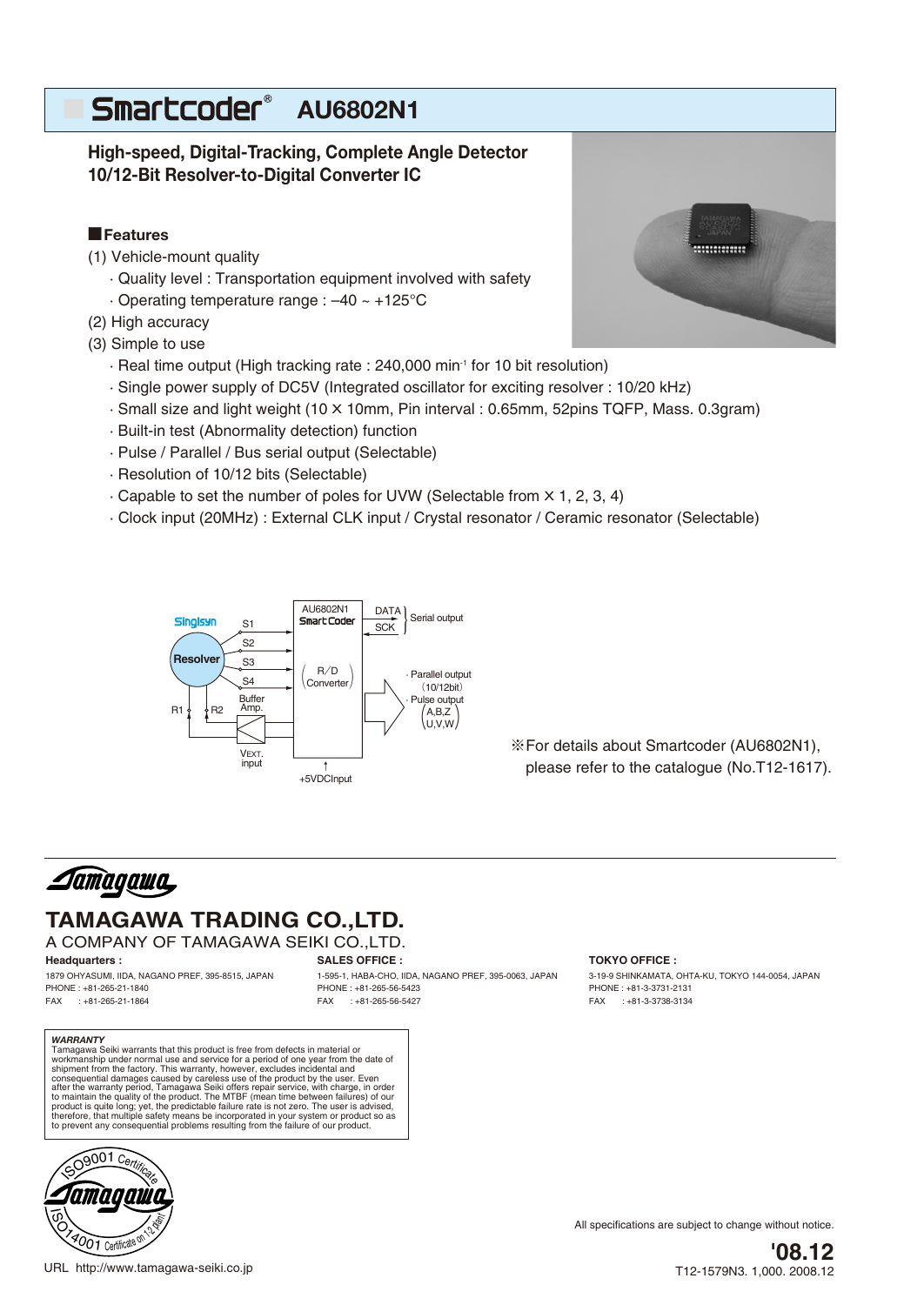# Smartcoder® AU6802N1

**High-speed, Digital-Tracking, Complete Angle Detector**
**10/12-Bit Resolver-to-Digital Converter IC**

## ■Features

(1) Vehicle-mount quality
- · Quality level : Transportation equipment involved with safety
- · Operating temperature range : –40 ~ +125°C

(2) High accuracy

(3) Simple to use
- · Real time output (High tracking rate : 240,000 min$^{-1}$ for 10 bit resolution)
- · Single power supply of DC5V (Integrated oscillator for exciting resolver : 10/20 kHz)
- · Small size and light weight (10 × 10mm, Pin interval : 0.65mm, 52pins TQFP, Mass. 0.3gram)
- · Built-in test (Abnormality detection) function
- · Pulse / Parallel / Bus serial output (Selectable)
- · Resolution of 10/12 bits (Selectable)
- · Capable to set the number of poles for UVW (Selectable from × 1, 2, 3, 4)
- · Clock input (20MHz) : External CLK input / Crystal resonator / Ceramic resonator (Selectable)

Singlsyn
Resolver
S1
S2
S3
S4
R1
R2
Buffer Amp.
VEXT. input
AU6802N1
Smart Coder
R/D Converter
+5VDCInput
DATA
SCK
Serial output
· Parallel output (10/12bit)
· Pulse output (A,B,Z U,V,W)

※For details about Smartcoder (AU6802N1), please refer to the catalogue (No.T12-1617).

Tamagawa

**TAMAGAWA TRADING CO.,LTD.**
A COMPANY OF TAMAGAWA SEIKI CO.,LTD.

**Headquarters :**
1879 OHYASUMI, IIDA, NAGANO PREF, 395-8515, JAPAN
PHONE : +81-265-21-1840
FAX : +81-265-21-1864

**SALES OFFICE :**
1-595-1, HABA-CHO, IIDA, NAGANO PREF, 395-0063, JAPAN
PHONE : +81-265-56-5423
FAX : +81-265-56-5427

**TOKYO OFFICE :**
3-19-9 SHINKAMATA, OHTA-KU, TOKYO 144-0054, JAPAN
PHONE : +81-3-3731-2131
FAX : +81-3-3738-3134

***WARRANTY***
Tamagawa Seiki warrants that this product is free from defects in material or workmanship under normal use and service for a period of one year from the date of shipment from the factory. This warranty, however, excludes incidental and consequential damages caused by careless use of the product by the user. Even after the warranty period, Tamagawa Seiki offers repair service, with charge, in order to maintain the quality of the product. The MTBF (mean time between failures) of our product is quite long; yet, the predictable failure rate is not zero. The user is advised, therefore, that multiple safety means be incorporated in your system or product so as to prevent any consequential problems resulting from the failure of our product.

ISO9001 Certificate
Tamagawa
ISO14001 Certificate on 12 plant

All specifications are subject to change without notice.

URL http://www.tamagawa-seiki.co.jp

**'08.12**
T12-1579N3. 1,000. 2008.12